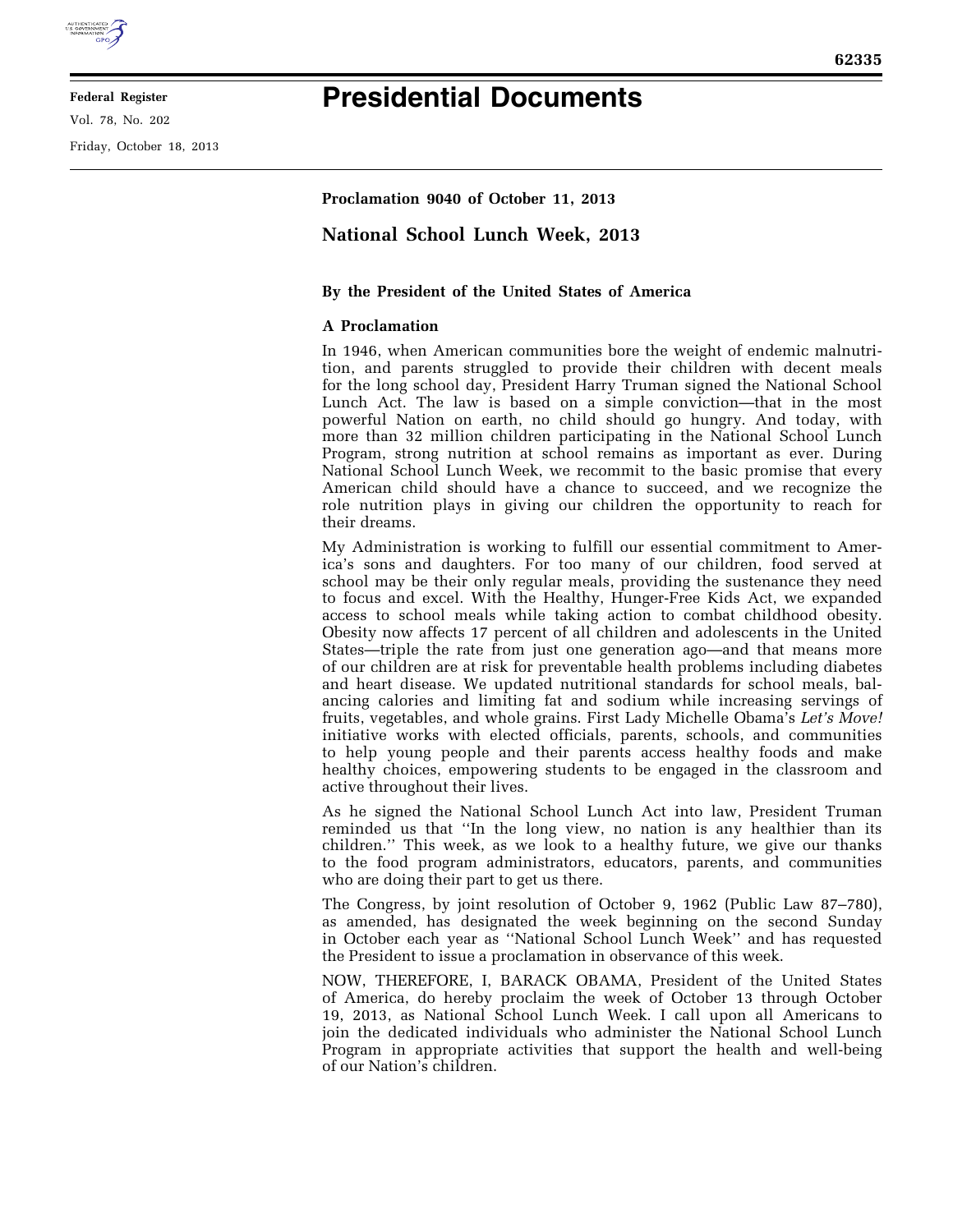# Presidential Documents

**Proclamation 9040 of October 11, 2013**

## National School Lunch Week, 2013

**By the President of the United States of America**

**A Proclamation**

In 1946, when American communities bore the weight of endemic malnutrition, and parents struggled to provide their children with decent meals for the long school day, President Harry Truman signed the National School Lunch Act. The law is based on a simple conviction—that in the most powerful Nation on earth, no child should go hungry. And today, with more than 32 million children participating in the National School Lunch Program, strong nutrition at school remains as important as ever. During National School Lunch Week, we recommit to the basic promise that every American child should have a chance to succeed, and we recognize the role nutrition plays in giving our children the opportunity to reach for their dreams.

My Administration is working to fulfill our essential commitment to America's sons and daughters. For too many of our children, food served at school may be their only regular meals, providing the sustenance they need to focus and excel. With the Healthy, Hunger-Free Kids Act, we expanded access to school meals while taking action to combat childhood obesity. Obesity now affects 17 percent of all children and adolescents in the United States—triple the rate from just one generation ago—and that means more of our children are at risk for preventable health problems including diabetes and heart disease. We updated nutritional standards for school meals, balancing calories and limiting fat and sodium while increasing servings of fruits, vegetables, and whole grains. First Lady Michelle Obama's *Let's Move!* initiative works with elected officials, parents, schools, and communities to help young people and their parents access healthy foods and make healthy choices, empowering students to be engaged in the classroom and active throughout their lives.

As he signed the National School Lunch Act into law, President Truman reminded us that ''In the long view, no nation is any healthier than its children.'' This week, as we look to a healthy future, we give our thanks to the food program administrators, educators, parents, and communities who are doing their part to get us there.

The Congress, by joint resolution of October 9, 1962 (Public Law 87–780), as amended, has designated the week beginning on the second Sunday in October each year as ''National School Lunch Week'' and has requested the President to issue a proclamation in observance of this week.

NOW, THEREFORE, I, BARACK OBAMA, President of the United States of America, do hereby proclaim the week of October 13 through October 19, 2013, as National School Lunch Week. I call upon all Americans to join the dedicated individuals who administer the National School Lunch Program in appropriate activities that support the health and well-being of our Nation's children.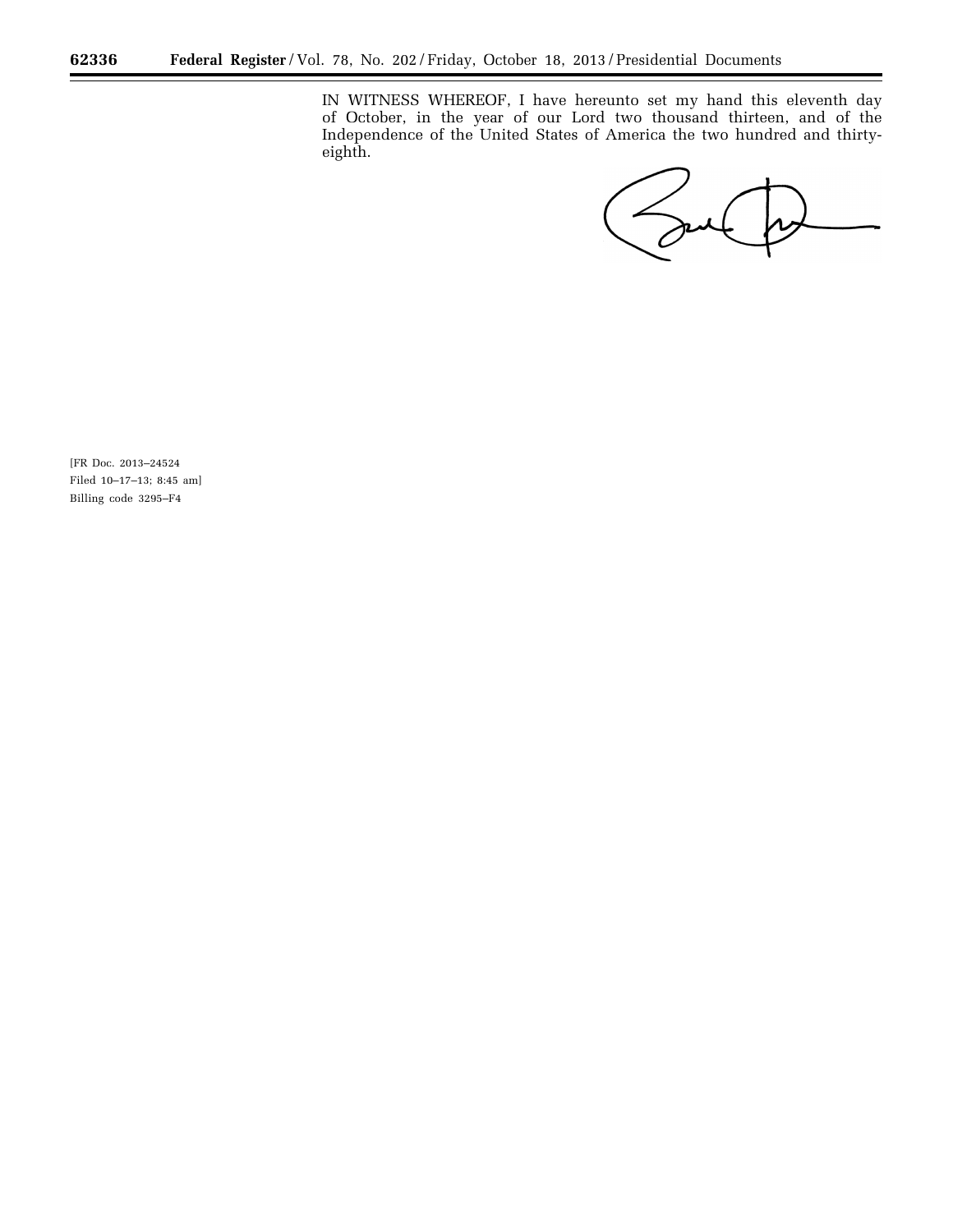IN WITNESS WHEREOF, I have hereunto set my hand this eleventh day of October, in the year of our Lord two thousand thirteen, and of the Independence of the United States of America the two hundred and thirty-eighth.

[FR Doc. 2013–24524
Filed 10–17–13; 8:45 am]
Billing code 3295–F4